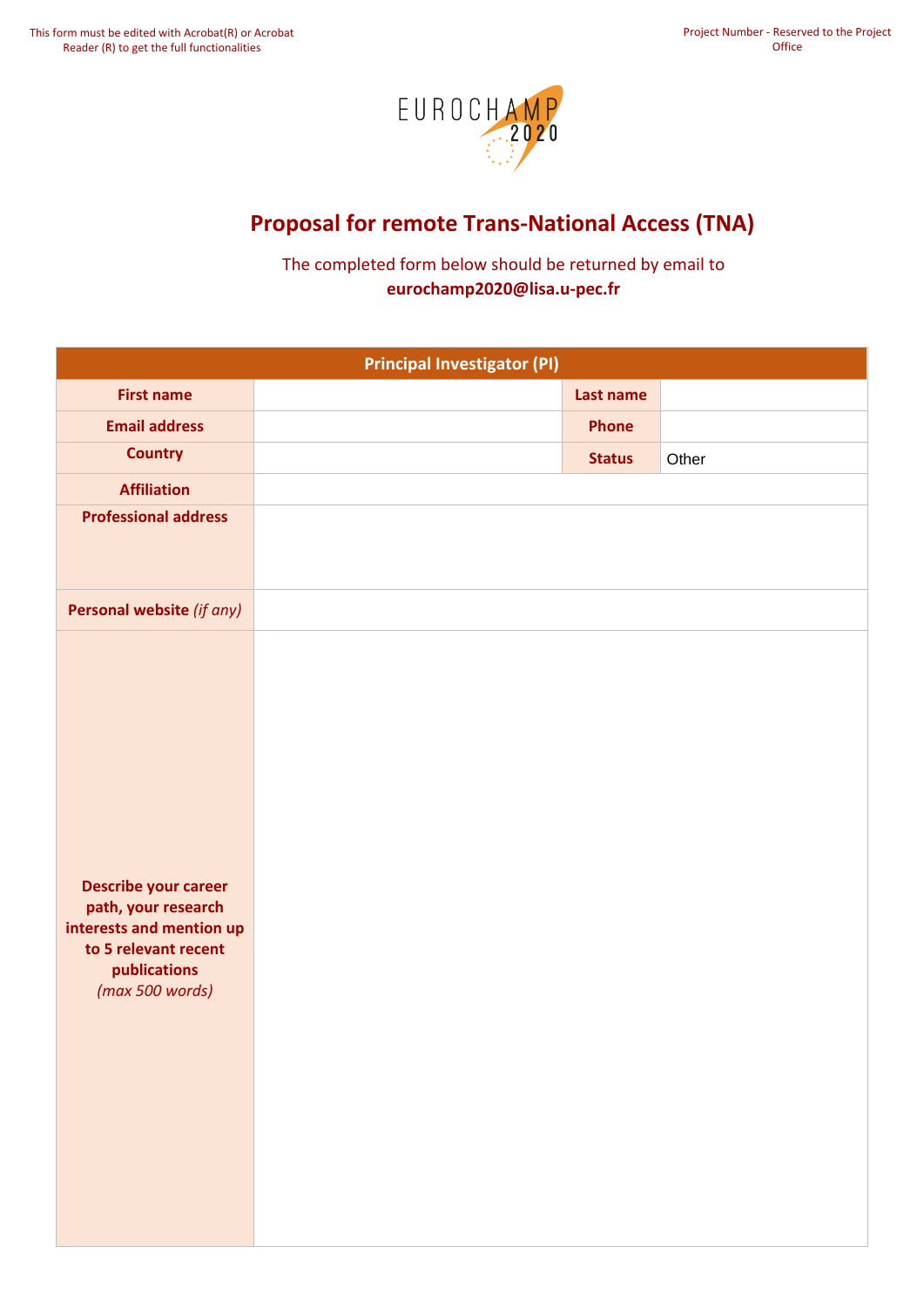This form must be edited with Acrobat(R) or Acrobat Reader (R) to get the full functionalities

Project Number - Reserved to the Project Office

EUROCHAMP 2020

# Proposal for remote Trans-National Access (TNA)

The completed form below should be returned by email to **eurochamp2020@lisa.u-pec.fr**

| Principal Investigator (PI) | | | |
|---|---|---|---|
| **First name** | | **Last name** | |
| **Email address** | | **Phone** | |
| **Country** | | **Status** | Other |
| **Affiliation** | | | |
| **Professional address** | | | |
| **Personal website** *(if any)* | | | |
| **Describe your career path, your research interests and mention up to 5 relevant recent publications** *(max 500 words)* | | | |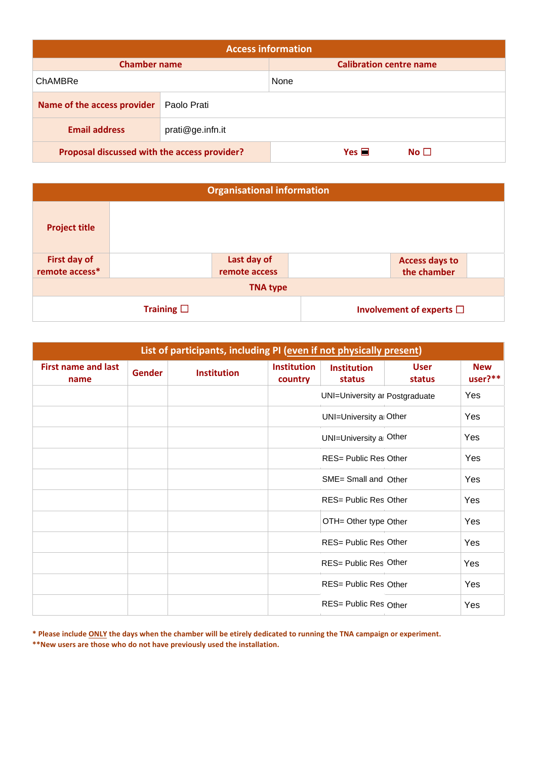| Access information | | | |
|---|---|---|---|
| **Chamber name** | | **Calibration centre name** | |
| ChAMBRe | | None | |
| **Name of the access provider** | Paolo Prati | | |
| **Email address** | prati@ge.infn.it | | |
| **Proposal discussed with the access provider?** | | **Yes** ■ | **No** ☐ |

| Organisational information | | | | | |
|---|---|---|---|---|---|
| **Project title** | | | | | |
| **First day of remote access*** | | **Last day of remote access** | | **Access days to the chamber** | |
| **TNA type** | | | | | |
| **Training** ☐ | | | **Involvement of experts** ☐ | | |

| List of participants, including PI (even if not physically present) | | | | | | |
|---|---|---|---|---|---|---|
| **First name and last name** | **Gender** | **Institution** | **Institution country** | **Institution status** | **User status** | **New user?**** |
| | | | | UNI=University ar | Postgraduate | Yes |
| | | | | UNI=University a | Other | Yes |
| | | | | UNI=University a | Other | Yes |
| | | | | RES= Public Res | Other | Yes |
| | | | | SME= Small and | Other | Yes |
| | | | | RES= Public Res | Other | Yes |
| | | | | OTH= Other type | Other | Yes |
| | | | | RES= Public Res | Other | Yes |
| | | | | RES= Public Res | Other | Yes |
| | | | | RES= Public Res | Other | Yes |
| | | | | RES= Public Res | Other | Yes |

**\* Please include ONLY the days when the chamber will be etirely dedicated to running the TNA campaign or experiment.**
**\*\*New users are those who do not have previously used the installation.**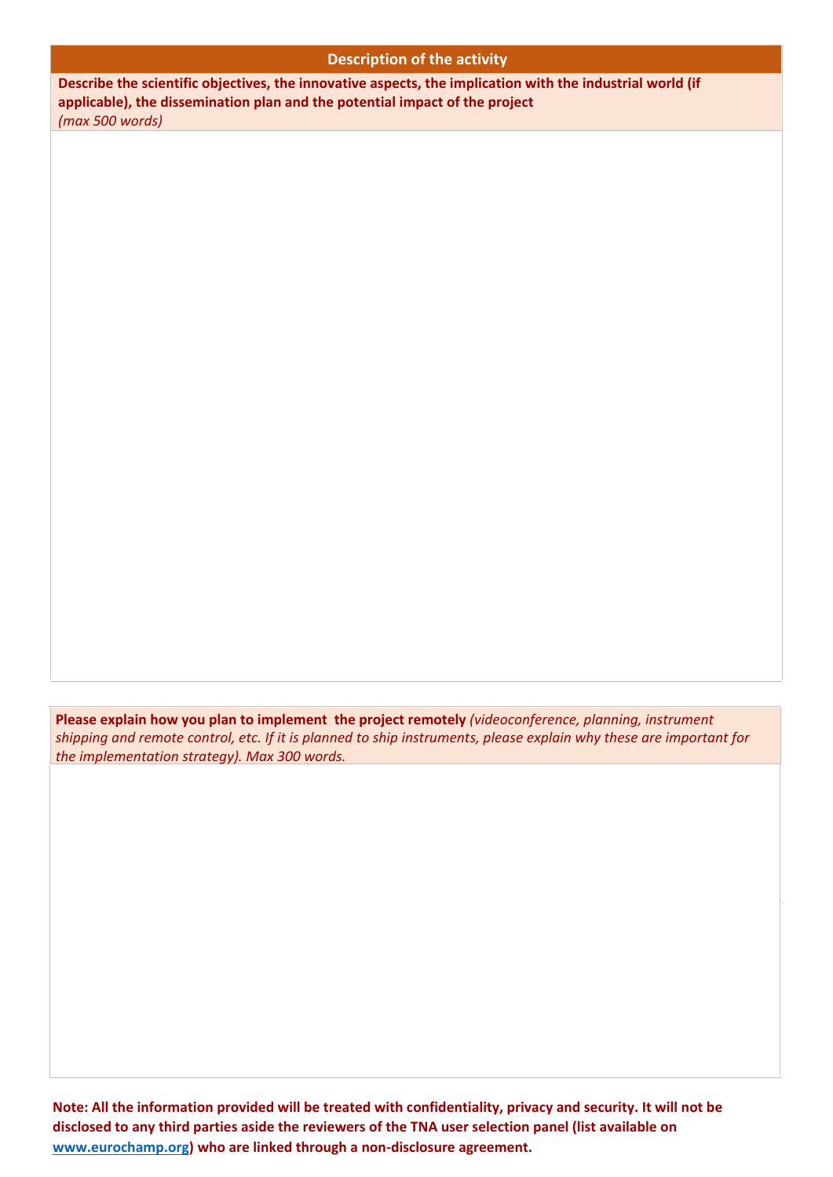| Description of the activity |
| --- |
| **Describe the scientific objectives, the innovative aspects, the implication with the industrial world (if applicable), the dissemination plan and the potential impact of the project** *(max 500 words)* |
| |

| **Please explain how you plan to implement the project remotely** *(videoconference, planning, instrument shipping and remote control, etc. If it is planned to ship instruments, please explain why these are important for the implementation strategy). Max 300 words.* |
| --- |
| |

**Note: All the information provided will be treated with confidentiality, privacy and security. It will not be disclosed to any third parties aside the reviewers of the TNA user selection panel (list available on [www.eurochamp.org](www.eurochamp.org)) who are linked through a non-disclosure agreement.**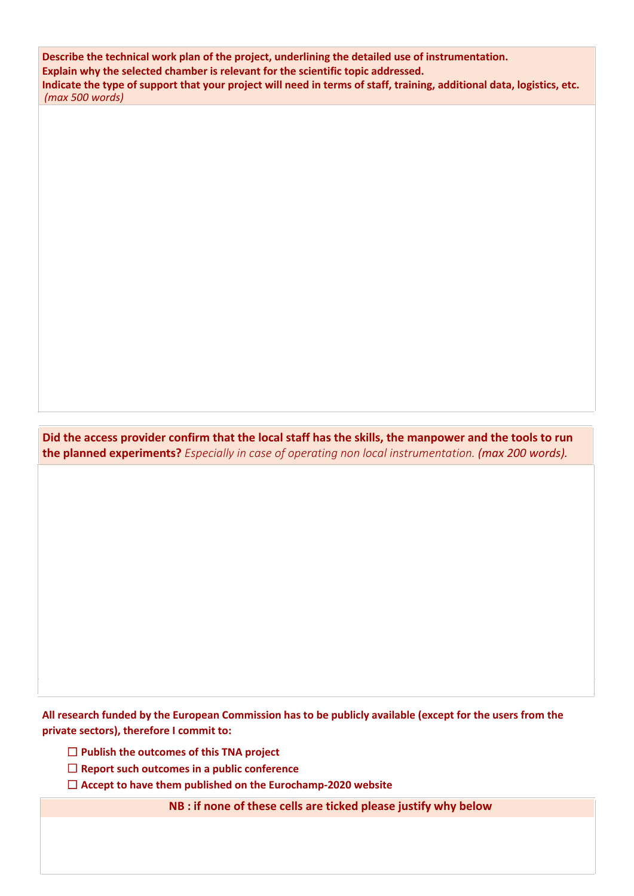**Describe the technical work plan of the project, underlining the detailed use of instrumentation.**
**Explain why the selected chamber is relevant for the scientific topic addressed.**
**Indicate the type of support that your project will need in terms of staff, training, additional data, logistics, etc.**
*(max 500 words)*

| |
|---|
| |

**Did the access provider confirm that the local staff has the skills, the manpower and the tools to run the planned experiments?** *Especially in case of operating non local instrumentation.* ***(max 200 words).***

| |
|---|
| |

**All research funded by the European Commission has to be publicly available (except for the users from the private sectors), therefore I commit to:**

- ☐ **Publish the outcomes of this TNA project**
- ☐ **Report such outcomes in a public conference**
- ☐ **Accept to have them published on the Eurochamp-2020 website**

| **NB : if none of these cells are ticked please justify why below** |
|---|
| |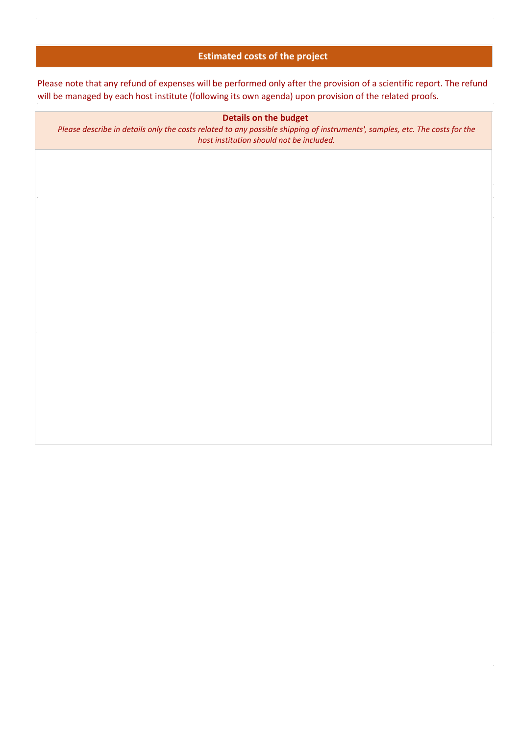## Estimated costs of the project

Please note that any refund of expenses will be performed only after the provision of a scientific report. The refund will be managed by each host institute (following its own agenda) upon provision of the related proofs.

**Details on the budget**

*Please describe in details only the costs related to any possible shipping of instruments', samples, etc. The costs for the host institution should not be included.*